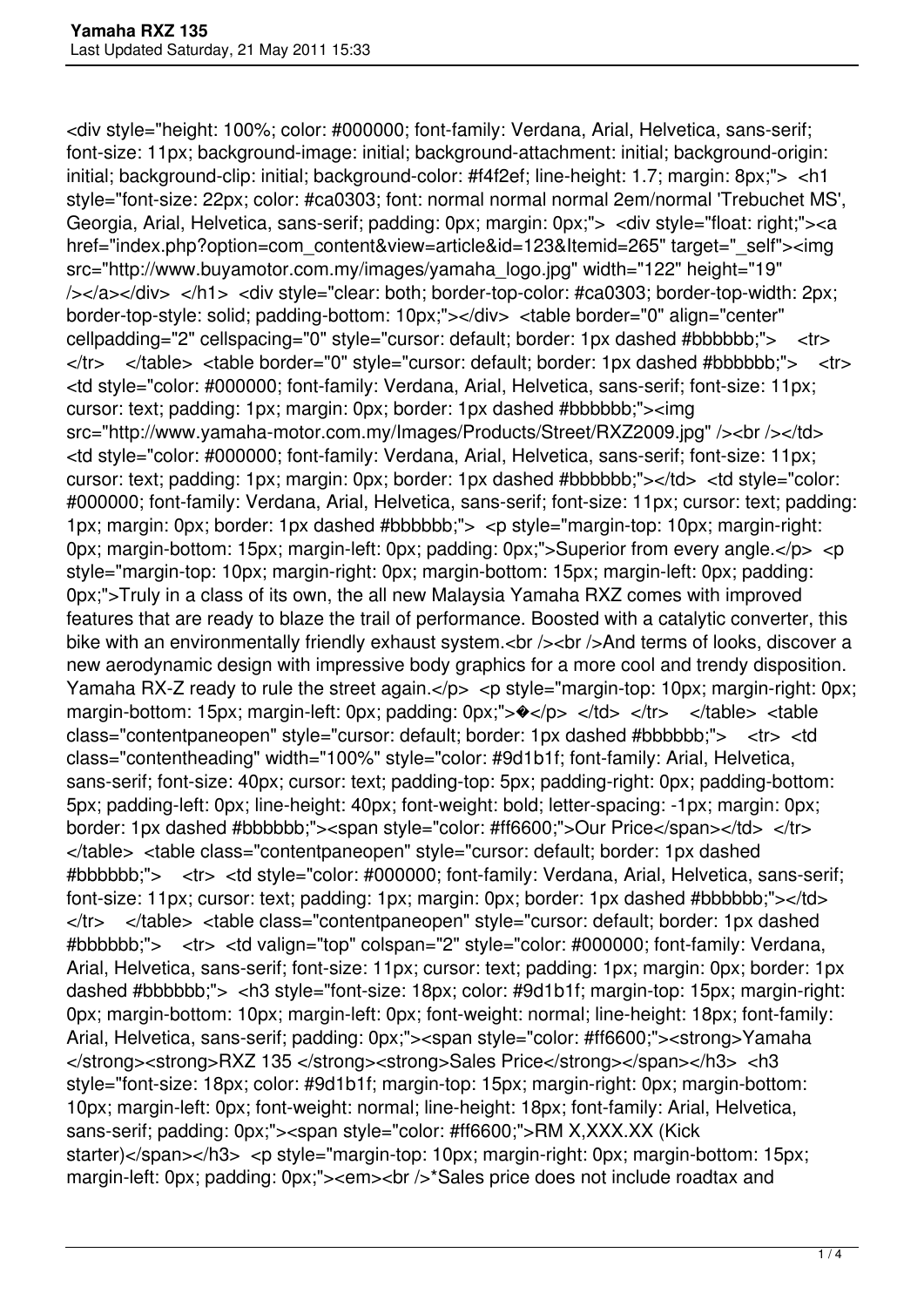```
<div style="height: 100%; color: #000000; font-family: Verdana, Arial, Helvetica, sans-serif;
font-size: 11px; background-image: initial; background-attachment: initial; background-origin:
initial; background-clip: initial; background-color: #f4f2ef; line-height: 1.7; margin: 8px;"> <h1
style="font-size: 22px; color: #ca0303; font: normal normal normal 2em/normal 'Trebuchet MS',
Georgia, Arial, Helvetica, sans-serif; padding: 0px; margin: 0px;"> <div style="float: right;"><a
href="index.php?option=com_content&view=article&id=123&Itemid=265" target="_self"><img
src="http://www.buyamotor.com.my/images/yamaha_logo.jpg" width="122" height="19"
/></a></div> </h1> <div style="clear: both; border-top-color: #ca0303; border-top-width: 2px;
border-top-style: solid; padding-bottom: 10px;"></div> <table border="0" align="center"
cellpadding="2" cellspacing="0" style="cursor: default; border: 1px dashed #bbbbbb;"> <tr>
</tr> </table> <table border="0" style="cursor: default; border: 1px dashed #bbbbbb;"> <tr>
<td style="color: #000000; font-family: Verdana, Arial, Helvetica, sans-serif; font-size: 11px;
cursor: text; padding: 1px; margin: 0px; border: 1px dashed #bbbbbb;"><img
src="http://www.yamaha-motor.com.my/Images/Products/Street/RXZ2009.jpg" /><br /></td>
<td style="color: #000000; font-family: Verdana, Arial, Helvetica, sans-serif; font-size: 11px;
cursor: text; padding: 1px; margin: 0px; border: 1px dashed #bbbbbb;"></td> <td style="color:
#000000; font-family: Verdana, Arial, Helvetica, sans-serif; font-size: 11px; cursor: text; padding:
1px; margin: 0px; border: 1px dashed #bbbbbb;"> <p style="margin-top: 10px; margin-right:
0px; margin-bottom: 15px; margin-left: 0px; padding: 0px;">Superior from every angle.</p> <p
style="margin-top: 10px; margin-right: 0px; margin-bottom: 15px; margin-left: 0px; padding:
0px;">Truly in a class of its own, the all new Malaysia Yamaha RXZ comes with improved
features that are ready to blaze the trail of performance. Boosted with a catalytic converter, this
bike with an environmentally friendly exhaust system.<br /><br />And terms of looks, discover a
new aerodynamic design with impressive body graphics for a more cool and trendy disposition.
Yamaha RX-Z ready to rule the street again.</p> <p style="margin-top: 10px; margin-right: 0px;
margin-bottom: 15px; margin-left: 0px; padding: 0px;">�</p> </td> </tr> </table> <table
class="contentpaneopen" style="cursor: default; border: 1px dashed #bbbbbb;"> <tr> <td
class="contentheading" width="100%" style="color: #9d1b1f; font-family: Arial, Helvetica,
sans-serif; font-size: 40px; cursor: text; padding-top: 5px; padding-right: 0px; padding-bottom:
5px; padding-left: 0px; line-height: 40px; font-weight: bold; letter-spacing: -1px; margin: 0px;
border: 1px dashed #bbbbbb;"><span style="color: #ff6600;">Our Price</span></td> </tr>
</table> <table class="contentpaneopen" style="cursor: default; border: 1px dashed
#bbbbbb;"> <tr> <td style="color: #000000; font-family: Verdana, Arial, Helvetica, sans-serif;
font-size: 11px; cursor: text; padding: 1px; margin: 0px; border: 1px dashed #bbbbbb;"></td>
</tr> </table> <table class="contentpaneopen" style="cursor: default; border: 1px dashed
#bbbbbb;"> <tr> <td valign="top" colspan="2" style="color: #000000; font-family: Verdana,
Arial, Helvetica, sans-serif; font-size: 11px; cursor: text; padding: 1px; margin: 0px; border: 1px
dashed #bbbbbb;"> <h3 style="font-size: 18px; color: #9d1b1f; margin-top: 15px; margin-right:
0px; margin-bottom: 10px; margin-left: 0px; font-weight: normal; line-height: 18px; font-family:
Arial, Helvetica, sans-serif; padding: 0px;"><span style="color: #ff6600;"><strong>Yamaha
</strong><strong>RXZ 135 </strong><strong>Sales Price</strong></span></h3> <h3
style="font-size: 18px; color: #9d1b1f; margin-top: 15px; margin-right: 0px; margin-bottom:
10px; margin-left: 0px; font-weight: normal; line-height: 18px; font-family: Arial, Helvetica,
sans-serif; padding: 0px;"><span style="color: #ff6600;">RM X,XXX.XX (Kick
starter)</span></h3> <p style="margin-top: 10px; margin-right: 0px; margin-bottom: 15px;
margin-left: 0px; padding: 0px;"><em><br />*Sales price does not include roadtax and
```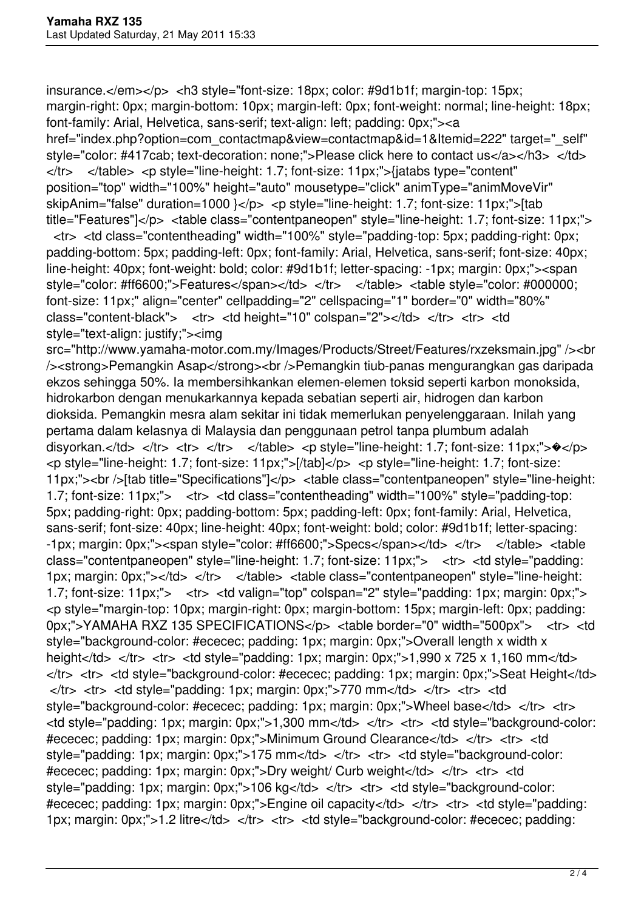insurance.</em></p> <h3 style="font-size: 18px; color: #9d1b1f; margin-top: 15px; margin-right: 0px; margin-bottom: 10px; margin-left: 0px; font-weight: normal; line-height: 18px; font-family: Arial, Helvetica, sans-serif; text-align: left; padding: 0px;"><a href="index.php?option=com_contactmap&view=contactmap&id=1&Itemid=222" target="_self" style="color: #417cab; text-decoration: none;">Please click here to contact us</a></h3> </td> </tr> </table> <p style="line-height: 1.7; font-size: 11px;">{jatabs type="content" position="top" width="100%" height="auto" mousetype="click" animType="animMoveVir" skipAnim="false" duration=1000 }</p> <p style="line-height: 1.7; font-size: 11px;">[tab title="Features"]</p> <table class="contentpaneopen" style="line-height: 1.7; font-size: 11px;"> <tr> <td class="contentheading" width="100%" style="padding-top: 5px; padding-right: 0px; padding-bottom: 5px; padding-left: 0px; font-family: Arial, Helvetica, sans-serif; font-size: 40px; line-height: 40px; font-weight: bold; color: #9d1b1f; letter-spacing: -1px; margin: 0px;"><span style="color: #ff6600;">Features</span></td> </tr> </table> <table style="color: #000000; font-size: 11px;" align="center" cellpadding="2" cellspacing="1" border="0" width="80%" class="content-black"> <tr> <td height="10" colspan="2"></td> </tr> <tr> <td style="text-align: justify;"><img src="http://www.yamaha-motor.com.my/Images/Products/Street/Features/rxzeksmain.jpg" /><br /><strong>Pemangkin Asap</strong><br />Pemangkin tiub-panas mengurangkan gas daripada ekzos sehingga 50%. Ia membersihkankan elemen-elemen toksid seperti karbon monoksida, hidrokarbon dengan menukarkannya kepada sebatian seperti air, hidrogen dan karbon dioksida. Pemangkin mesra alam sekitar ini tidak memerlukan penyelenggaraan. Inilah yang pertama dalam kelasnya di Malaysia dan penggunaan petrol tanpa plumbum adalah disyorkan.</td> </tr> <tr> </tr> </table> <p style="line-height: 1.7; font-size: 11px;">�</p> <p style="line-height: 1.7; font-size: 11px;">[/tab]</p> <p style="line-height: 1.7; font-size: 11px;"><br />[tab title="Specifications"]</p> <table class="contentpaneopen" style="line-height: 1.7; font-size: 11px;"> <tr> <td class="contentheading" width="100%" style="padding-top: 5px; padding-right: 0px; padding-bottom: 5px; padding-left: 0px; font-family: Arial, Helvetica, sans-serif; font-size: 40px; line-height: 40px; font-weight: bold; color: #9d1b1f; letter-spacing: -1px; margin: 0px;"><span style="color: #ff6600;">Specs</span></td> </tr> </table> <table class="contentpaneopen" style="line-height: 1.7; font-size: 11px;"> <tr> <td style="padding: 1px; margin: 0px;"></td> </tr> </table> <table class="contentpaneopen" style="line-height: 1.7; font-size: 11px;"> <tr> <td valign="top" colspan="2" style="padding: 1px; margin: 0px;"> <p style="margin-top: 10px; margin-right: 0px; margin-bottom: 15px; margin-left: 0px; padding: 0px;">YAMAHA RXZ 135 SPECIFICATIONS</p> <table border="0" width="500px"> <tr> <td style="background-color: #ececec; padding: 1px; margin: 0px;">Overall length x width x height</td> </tr> <tr> <td style="padding: 1px; margin: 0px;">1,990 x 725 x 1,160 mm</td> </tr> <tr> <td style="background-color: #ececec; padding: 1px; margin: 0px;">Seat Height</td> </tr> <tr> <td style="padding: 1px; margin: 0px;">770 mm</td> </tr> <tr> <td style="background-color: #ececec; padding: 1px; margin: 0px;">Wheel base</td> </tr> <tr> <td style="padding: 1px; margin: 0px;">1,300 mm</td> </tr> <tr> <td style="background-color: #ececec; padding: 1px; margin: 0px;">Minimum Ground Clearance</td> </tr> <tr> <td style="padding: 1px; margin: 0px;">175 mm</td> </tr> <tr> <td style="background-color: #ececec; padding: 1px; margin: 0px;">Dry weight/ Curb weight</td> </tr> <tr> <td style="padding: 1px; margin: 0px;">106 kg</td> </tr> <tr> <td style="background-color: #ececec; padding: 1px; margin: 0px;">Engine oil capacity</td> </tr> <tr> <td style="padding: 1px; margin: 0px;">1.2 litre</td> </tr> <tr> <td style="background-color: #ececec; padding: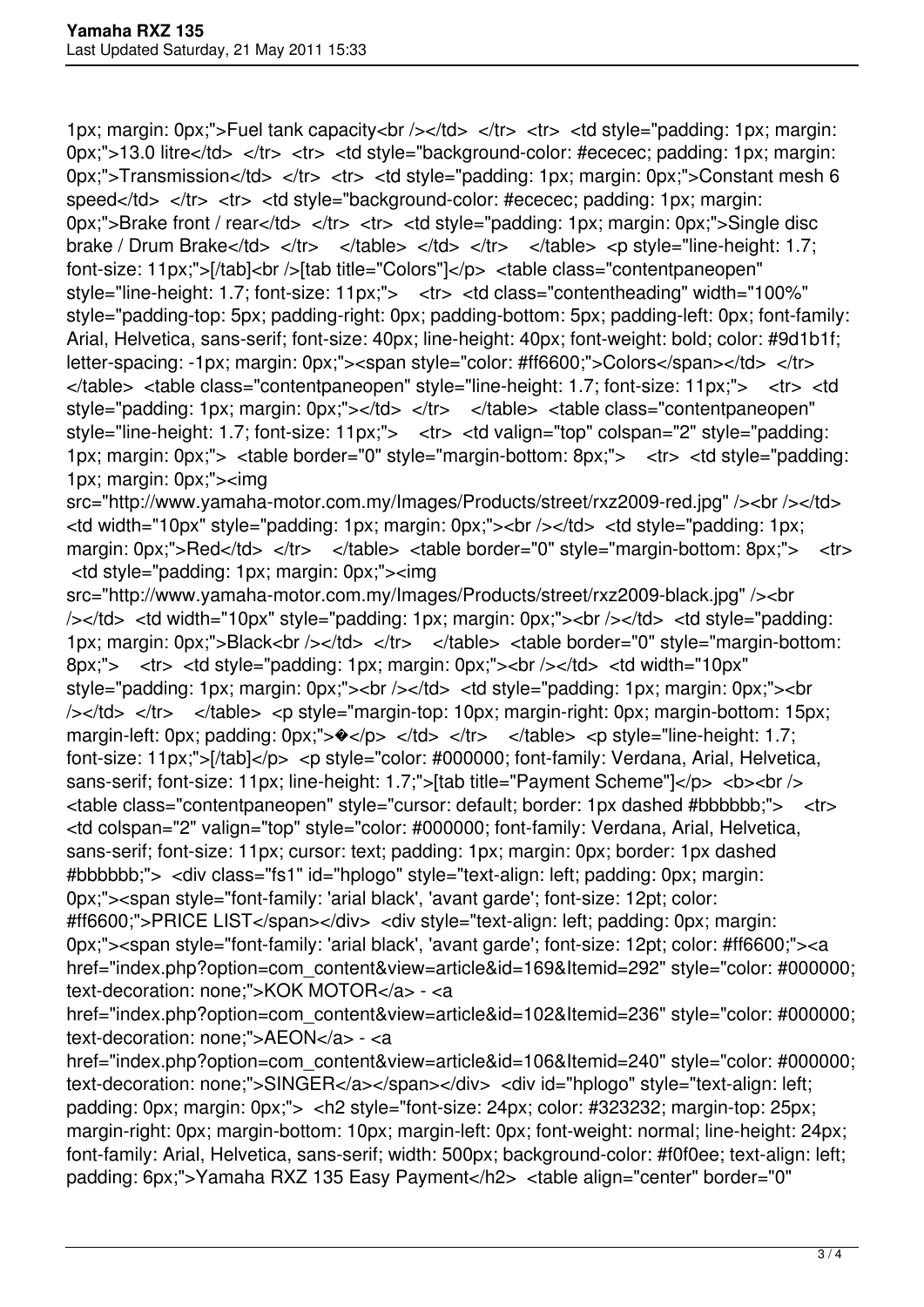1px; margin: 0px;">Fuel tank capacity<br /></td> </tr> <tr> <td style="padding: 1px; margin: 0px;">13.0 litre</td> </tr> <tr> <td style="background-color: #ececec; padding: 1px; margin: 0px;">Transmission</td> </tr> <tr> <td style="padding: 1px; margin: 0px;">Constant mesh 6 speed</td> </tr> <tr> <td style="background-color: #ececec; padding: 1px; margin: 0px;">Brake front / rear</td> </tr> <tr> <td style="padding: 1px; margin: 0px;">Single disc brake / Drum Brake</td> </tr> </table> </td> </tr> </table> <p style="line-height: 1.7; font-size: 11px;">[/tab]<br />[tab title="Colors"]</p> <table class="contentpaneopen" style="line-height: 1.7; font-size: 11px;"> <tr> <td class="contentheading" width="100%" style="padding-top: 5px; padding-right: 0px; padding-bottom: 5px; padding-left: 0px; font-family: Arial, Helvetica, sans-serif; font-size: 40px; line-height: 40px; font-weight: bold; color: #9d1b1f; letter-spacing: -1px; margin: 0px;"><span style="color: #ff6600;">Colors</span></td> </tr> </table> <table class="contentpaneopen" style="line-height: 1.7; font-size: 11px;"> <tr> <td style="padding: 1px; margin: 0px;"></td> </tr> </table> <table class="contentpaneopen" style="line-height: 1.7; font-size: 11px;"> <tr> <td valign="top" colspan="2" style="padding: 1px; margin: 0px;"> <table border="0" style="margin-bottom: 8px;"> <tr> <td style="padding: 1px; margin: 0px;"><img src="http://www.yamaha-motor.com.my/Images/Products/street/rxz2009-red.jpg" /><br /></td> <td width="10px" style="padding: 1px; margin: 0px;"><br /></td> <td style="padding: 1px; margin: 0px;">Red</td> </tr> </table> <table border="0" style="margin-bottom: 8px;"> <tr> <td style="padding: 1px; margin: 0px;"><img src="http://www.yamaha-motor.com.my/Images/Products/street/rxz2009-black.jpg" /><br /></td> <td width="10px" style="padding: 1px; margin: 0px;"><br /></td> <td style="padding: 1px; margin: 0px;">Black<br /></td> </tr> </table> <table border="0" style="margin-bottom: 8px;"> <tr> <td style="padding: 1px; margin: 0px;"><br /></td> <td width="10px" style="padding: 1px; margin: 0px;"><br /></td> <td style="padding: 1px; margin: 0px;"><br /></td> </tr> </table> <p style="margin-top: 10px; margin-right: 0px; margin-bottom: 15px; margin-left: 0px; padding: 0px;">�</p> </td> </tr> </table> <p style="line-height: 1.7; font-size: 11px;">[/tab]</p> <p style="color: #000000; font-family: Verdana, Arial, Helvetica, sans-serif; font-size: 11px; line-height: 1.7;">[tab title="Payment Scheme"]</p> <b><br /> <table class="contentpaneopen" style="cursor: default; border: 1px dashed #bbbbbb;"> <tr> <td colspan="2" valign="top" style="color: #000000; font-family: Verdana, Arial, Helvetica, sans-serif; font-size: 11px; cursor: text; padding: 1px; margin: 0px; border: 1px dashed #bbbbbb;"> <div class="fs1" id="hplogo" style="text-align: left; padding: 0px; margin: 0px;"><span style="font-family: 'arial black', 'avant garde'; font-size: 12pt; color: #ff6600;">PRICE LIST</span></div> <div style="text-align: left; padding: 0px; margin: 0px;"><span style="font-family: 'arial black', 'avant garde'; font-size: 12pt; color: #ff6600;"><a href="index.php?option=com_content&view=article&id=169&Itemid=292" style="color: #000000; text-decoration: none;">KOK MOTOR</a> - <a href="index.php?option=com_content&view=article&id=102&Itemid=236" style="color: #000000; text-decoration: none;">AEON</a> - <a href="index.php?option=com_content&view=article&id=106&Itemid=240" style="color: #000000; text-decoration: none;">SINGER</a></span></div> <div id="hplogo" style="text-align: left; padding: 0px; margin: 0px;"> <h2 style="font-size: 24px; color: #323232; margin-top: 25px; margin-right: 0px; margin-bottom: 10px; margin-left: 0px; font-weight: normal; line-height: 24px; font-family: Arial, Helvetica, sans-serif; width: 500px; background-color: #f0f0ee; text-align: left; padding: 6px;">Yamaha RXZ 135 Easy Payment</h2> <table align="center" border="0"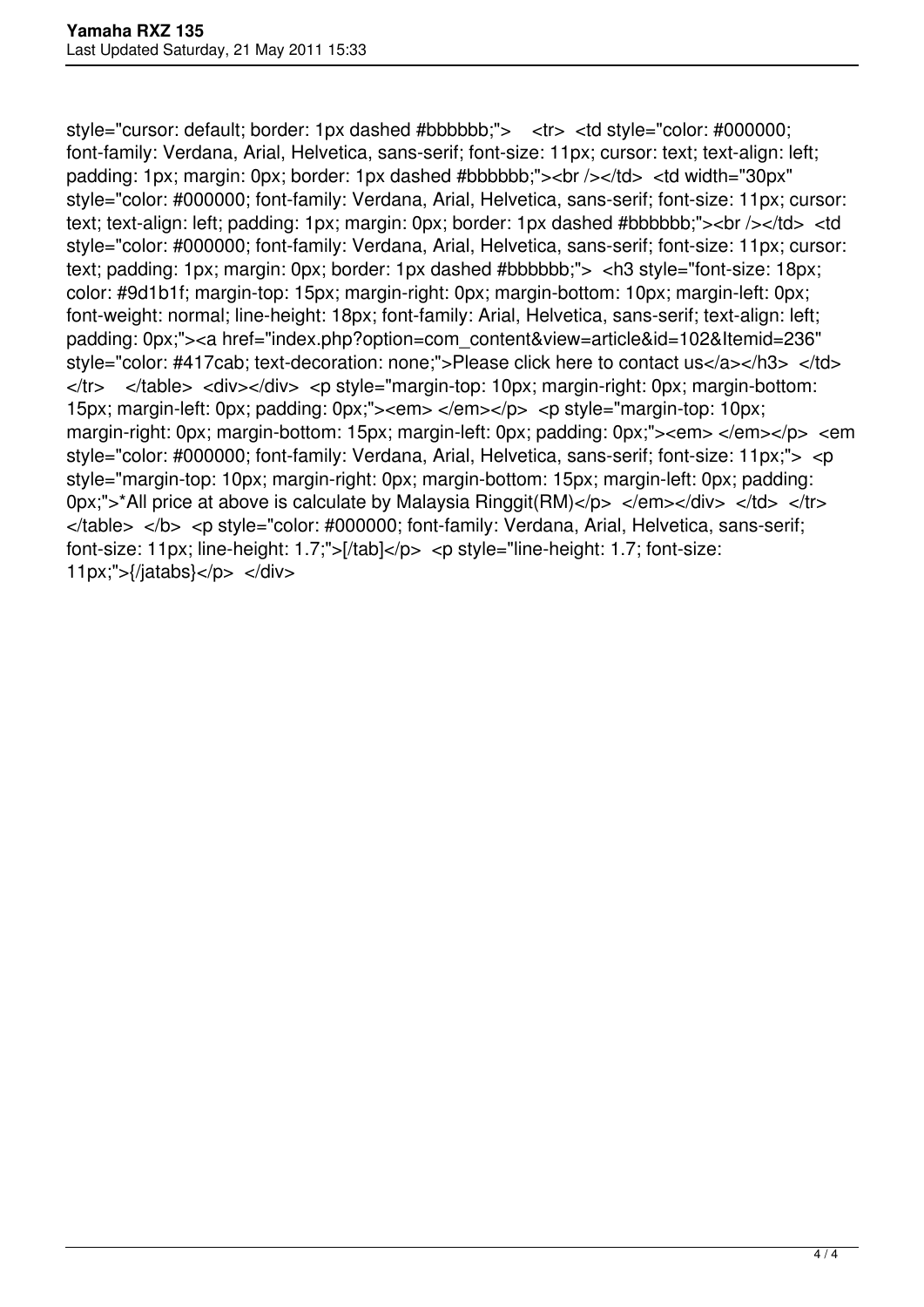style="cursor: default; border: 1px dashed #bbbbbb;">   <tr>  <td style="color: #000000; font-family: Verdana, Arial, Helvetica, sans-serif; font-size: 11px; cursor: text; text-align: left; padding: 1px; margin: 0px; border: 1px dashed #bbbbbb;"><br /></td>  <td width="30px" style="color: #000000; font-family: Verdana, Arial, Helvetica, sans-serif; font-size: 11px; cursor: text; text-align: left; padding: 1px; margin: 0px; border: 1px dashed #bbbbbb;"><br /></td>  <td style="color: #000000; font-family: Verdana, Arial, Helvetica, sans-serif; font-size: 11px; cursor: text; padding: 1px; margin: 0px; border: 1px dashed #bbbbbb;">  <h3 style="font-size: 18px; color: #9d1b1f; margin-top: 15px; margin-right: 0px; margin-bottom: 10px; margin-left: 0px; font-weight: normal; line-height: 18px; font-family: Arial, Helvetica, sans-serif; text-align: left; padding: 0px;"><a href="index.php?option=com_content&view=article&id=102&Itemid=236" style="color: #417cab; text-decoration: none;">Please click here to contact us</a></h3>  </td>  </tr>   </table>  <div></div>  <p style="margin-top: 10px; margin-right: 0px; margin-bottom: 15px; margin-left: 0px; padding: 0px;"><em> </em></p>  <p style="margin-top: 10px; margin-right: 0px; margin-bottom: 15px; margin-left: 0px; padding: 0px;"><em> </em></p>  <em style="color: #000000; font-family: Verdana, Arial, Helvetica, sans-serif; font-size: 11px;">  <p style="margin-top: 10px; margin-right: 0px; margin-bottom: 15px; margin-left: 0px; padding: 0px;">*All price at above is calculate by Malaysia Ringgit(RM)</p>  </em></div>  </td>  </tr>  </table>  </b>  <p style="color: #000000; font-family: Verdana, Arial, Helvetica, sans-serif; font-size: 11px; line-height: 1.7;">[/tab]</p>  <p style="line-height: 1.7; font-size: 11px;">{/jatabs}</p>  </div>